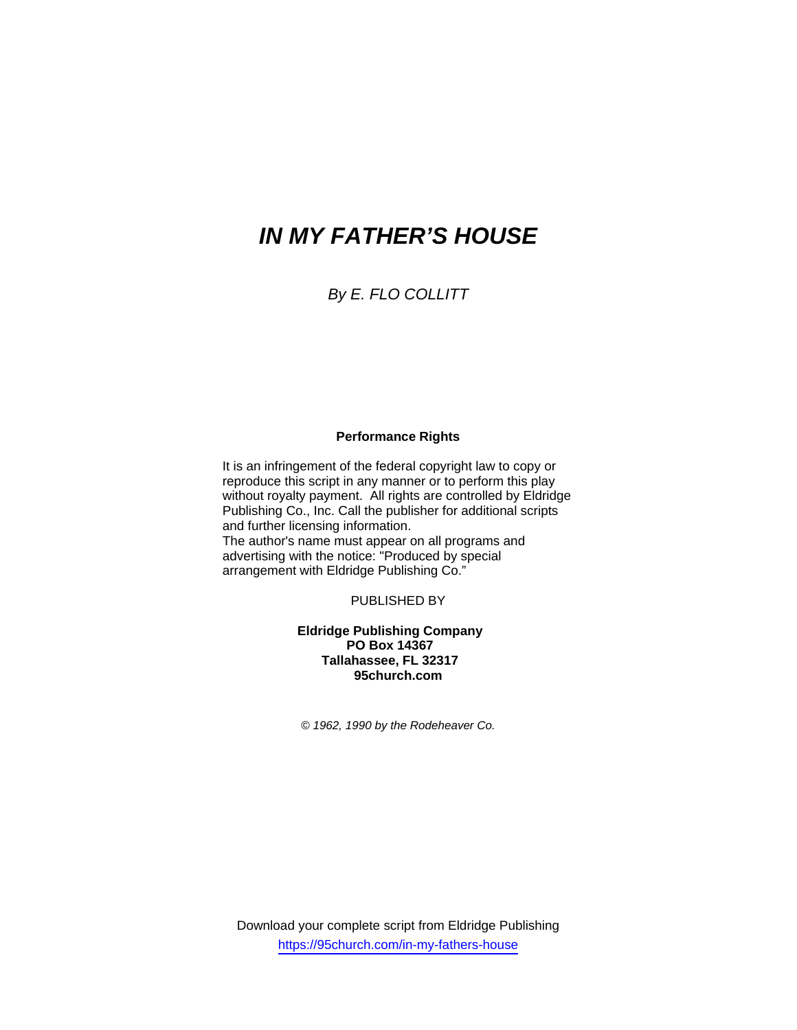# *IN MY FATHER'S HOUSE*

*By E. FLO COLLITT*

**Performance Rights**

It is an infringement of the federal copyright law to copy or reproduce this script in any manner or to perform this play without royalty payment. All rights are controlled by Eldridge Publishing Co., Inc. Call the publisher for additional scripts and further licensing information.
The author's name must appear on all programs and advertising with the notice: "Produced by special arrangement with Eldridge Publishing Co."

PUBLISHED BY

**Eldridge Publishing Company**
**PO Box 14367**
**Tallahassee, FL 32317**
**95church.com**

*© 1962, 1990 by the Rodeheaver Co.*

Download your complete script from Eldridge Publishing
https://95church.com/in-my-fathers-house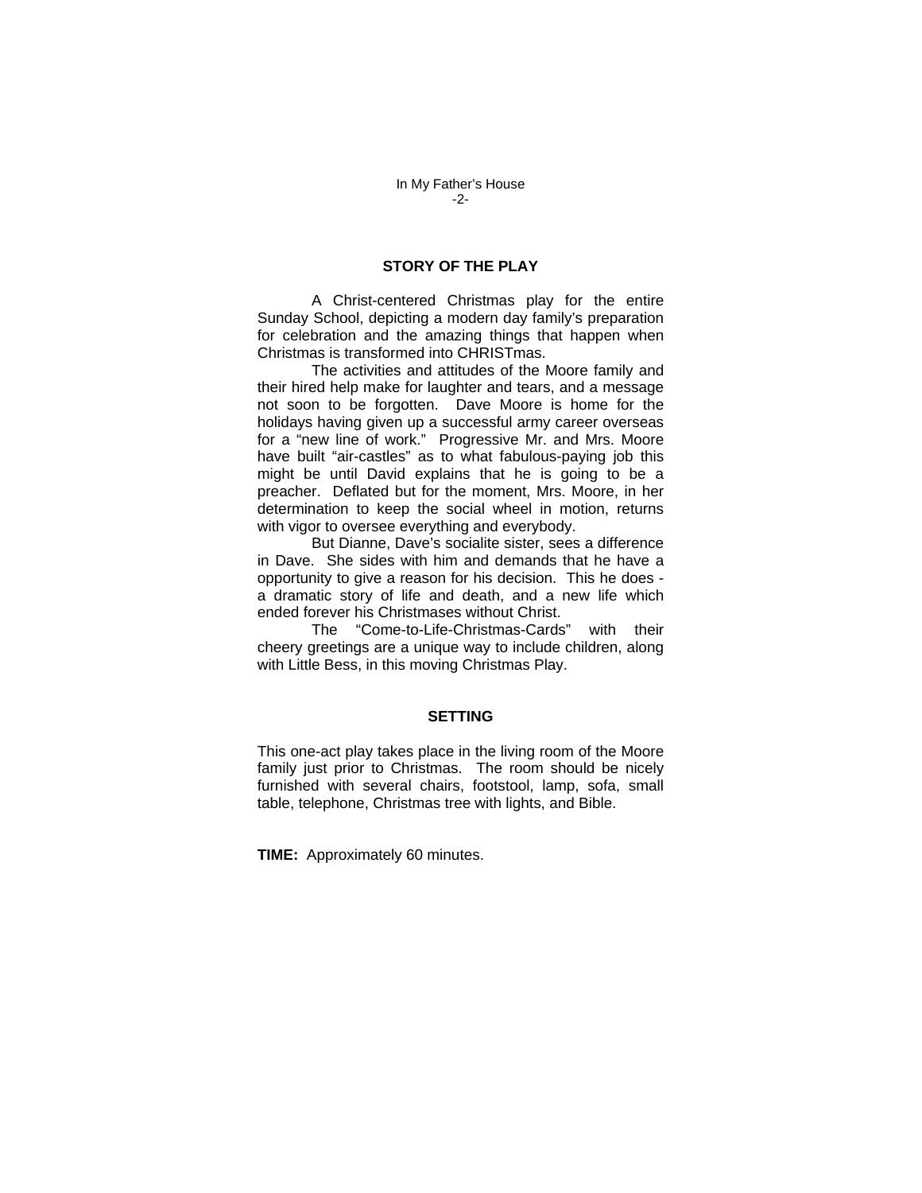## STORY OF THE PLAY

A Christ-centered Christmas play for the entire Sunday School, depicting a modern day family's preparation for celebration and the amazing things that happen when Christmas is transformed into CHRISTmas.

The activities and attitudes of the Moore family and their hired help make for laughter and tears, and a message not soon to be forgotten. Dave Moore is home for the holidays having given up a successful army career overseas for a "new line of work." Progressive Mr. and Mrs. Moore have built "air-castles" as to what fabulous-paying job this might be until David explains that he is going to be a preacher. Deflated but for the moment, Mrs. Moore, in her determination to keep the social wheel in motion, returns with vigor to oversee everything and everybody.

But Dianne, Dave's socialite sister, sees a difference in Dave. She sides with him and demands that he have a opportunity to give a reason for his decision. This he does - a dramatic story of life and death, and a new life which ended forever his Christmases without Christ.

The "Come-to-Life-Christmas-Cards" with their cheery greetings are a unique way to include children, along with Little Bess, in this moving Christmas Play.

## SETTING

This one-act play takes place in the living room of the Moore family just prior to Christmas. The room should be nicely furnished with several chairs, footstool, lamp, sofa, small table, telephone, Christmas tree with lights, and Bible.

**TIME:** Approximately 60 minutes.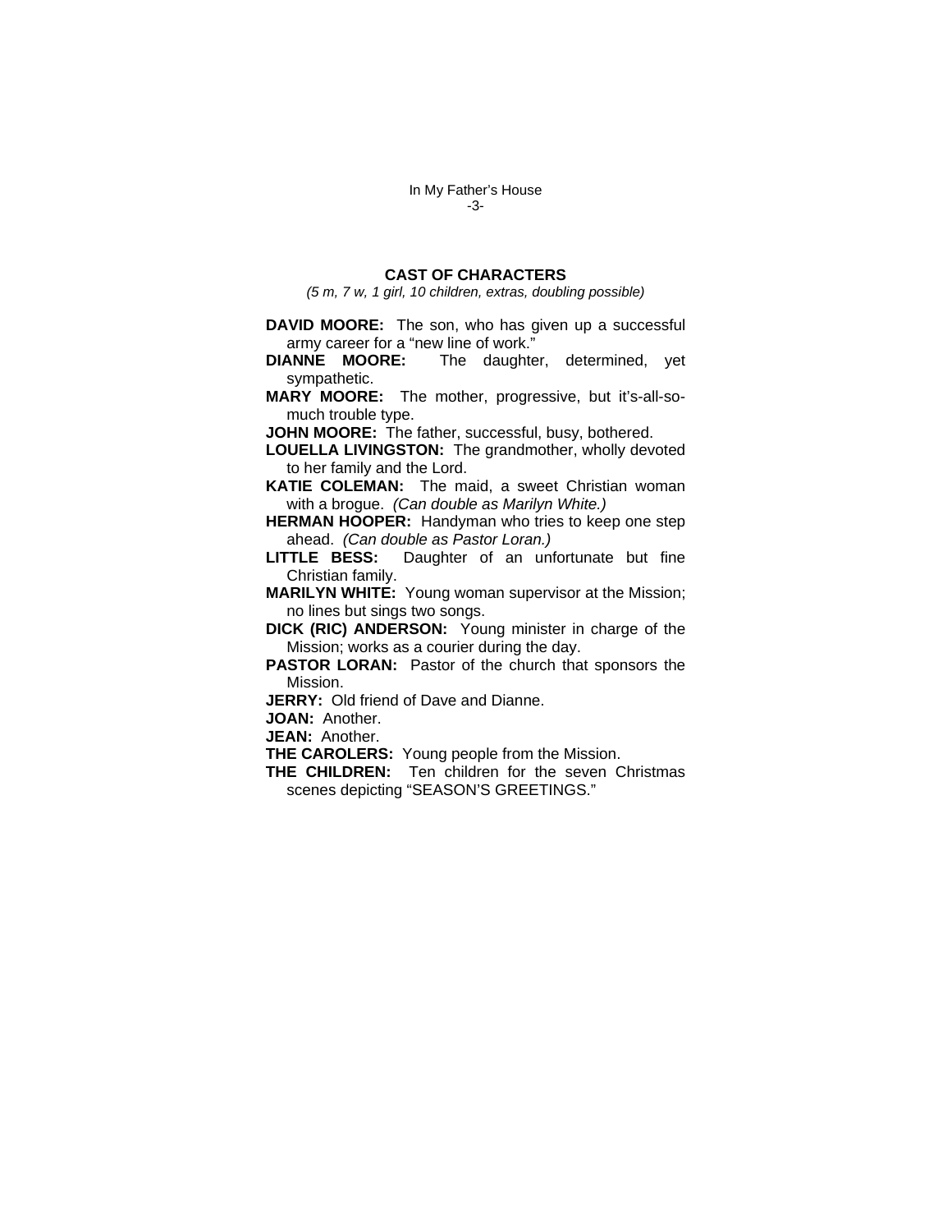## CAST OF CHARACTERS

*(5 m, 7 w, 1 girl, 10 children, extras, doubling possible)*

**DAVID MOORE:** The son, who has given up a successful army career for a "new line of work."

**DIANNE MOORE:** The daughter, determined, yet sympathetic.

**MARY MOORE:** The mother, progressive, but it's-all-so-much trouble type.

**JOHN MOORE:** The father, successful, busy, bothered.

**LOUELLA LIVINGSTON:** The grandmother, wholly devoted to her family and the Lord.

**KATIE COLEMAN:** The maid, a sweet Christian woman with a brogue. *(Can double as Marilyn White.)*

**HERMAN HOOPER:** Handyman who tries to keep one step ahead. *(Can double as Pastor Loran.)*

**LITTLE BESS:** Daughter of an unfortunate but fine Christian family.

**MARILYN WHITE:** Young woman supervisor at the Mission; no lines but sings two songs.

**DICK (RIC) ANDERSON:** Young minister in charge of the Mission; works as a courier during the day.

**PASTOR LORAN:** Pastor of the church that sponsors the Mission.

**JERRY:** Old friend of Dave and Dianne.

**JOAN:** Another.

**JEAN:** Another.

**THE CAROLERS:** Young people from the Mission.

**THE CHILDREN:** Ten children for the seven Christmas scenes depicting "SEASON'S GREETINGS."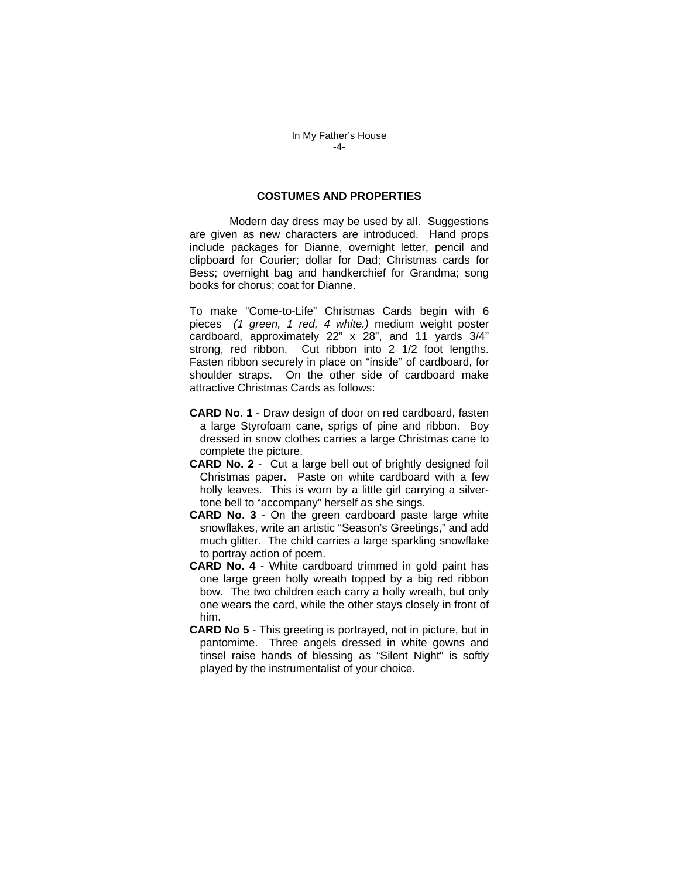## COSTUMES AND PROPERTIES

Modern day dress may be used by all. Suggestions are given as new characters are introduced. Hand props include packages for Dianne, overnight letter, pencil and clipboard for Courier; dollar for Dad; Christmas cards for Bess; overnight bag and handkerchief for Grandma; song books for chorus; coat for Dianne.

To make "Come-to-Life" Christmas Cards begin with 6 pieces *(1 green, 1 red, 4 white.)* medium weight poster cardboard, approximately 22" x 28", and 11 yards 3/4" strong, red ribbon. Cut ribbon into 2 1/2 foot lengths. Fasten ribbon securely in place on "inside" of cardboard, for shoulder straps. On the other side of cardboard make attractive Christmas Cards as follows:

**CARD No. 1** - Draw design of door on red cardboard, fasten a large Styrofoam cane, sprigs of pine and ribbon. Boy dressed in snow clothes carries a large Christmas cane to complete the picture.

**CARD No. 2** - Cut a large bell out of brightly designed foil Christmas paper. Paste on white cardboard with a few holly leaves. This is worn by a little girl carrying a silver-tone bell to "accompany" herself as she sings.

**CARD No. 3** - On the green cardboard paste large white snowflakes, write an artistic "Season's Greetings," and add much glitter. The child carries a large sparkling snowflake to portray action of poem.

**CARD No. 4** - White cardboard trimmed in gold paint has one large green holly wreath topped by a big red ribbon bow. The two children each carry a holly wreath, but only one wears the card, while the other stays closely in front of him.

**CARD No 5** - This greeting is portrayed, not in picture, but in pantomime. Three angels dressed in white gowns and tinsel raise hands of blessing as "Silent Night" is softly played by the instrumentalist of your choice.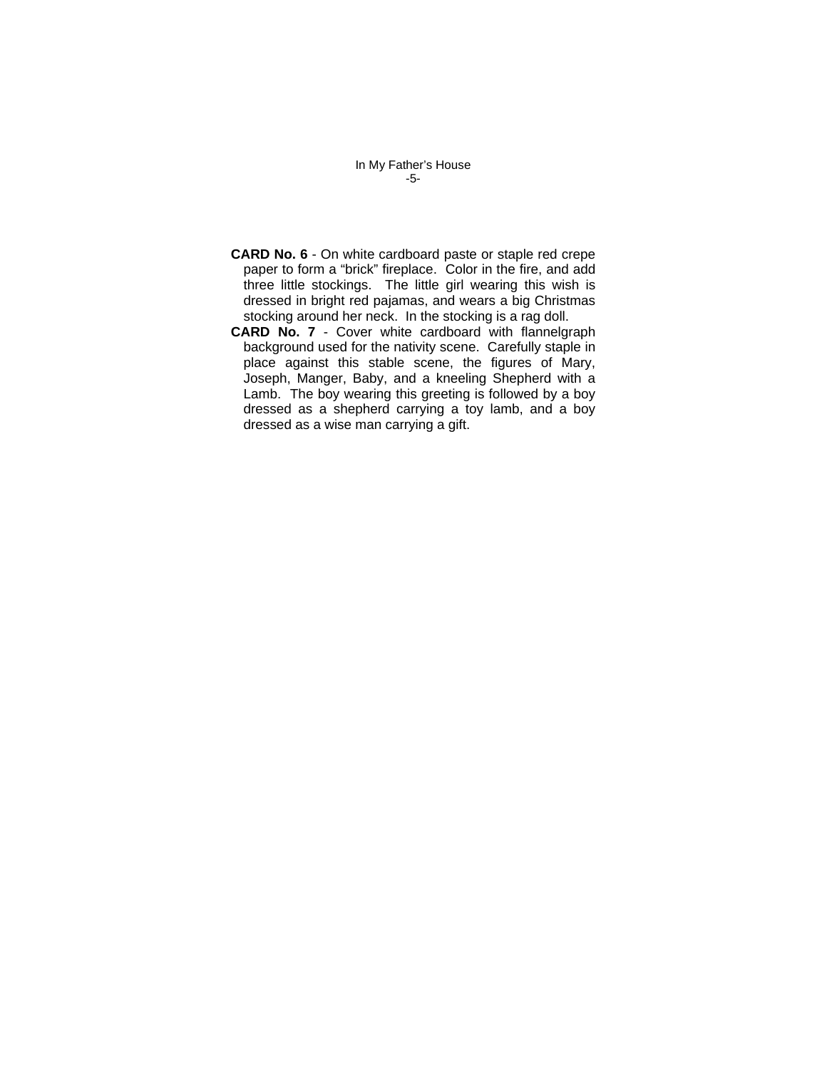**CARD No. 6** - On white cardboard paste or staple red crepe paper to form a “brick” fireplace. Color in the fire, and add three little stockings. The little girl wearing this wish is dressed in bright red pajamas, and wears a big Christmas stocking around her neck. In the stocking is a rag doll.

**CARD No. 7** - Cover white cardboard with flannelgraph background used for the nativity scene. Carefully staple in place against this stable scene, the figures of Mary, Joseph, Manger, Baby, and a kneeling Shepherd with a Lamb. The boy wearing this greeting is followed by a boy dressed as a shepherd carrying a toy lamb, and a boy dressed as a wise man carrying a gift.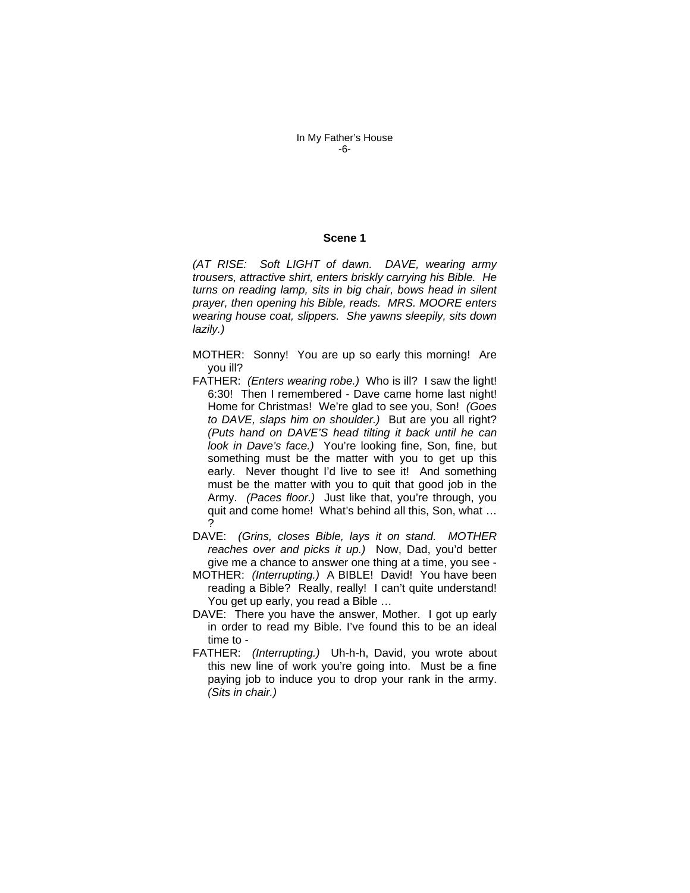## Scene 1

*(AT RISE: Soft LIGHT of dawn. DAVE, wearing army trousers, attractive shirt, enters briskly carrying his Bible. He turns on reading lamp, sits in big chair, bows head in silent prayer, then opening his Bible, reads. MRS. MOORE enters wearing house coat, slippers. She yawns sleepily, sits down lazily.)*

MOTHER: Sonny! You are up so early this morning! Are you ill?

FATHER: *(Enters wearing robe.)* Who is ill? I saw the light! 6:30! Then I remembered - Dave came home last night! Home for Christmas! We're glad to see you, Son! *(Goes to DAVE, slaps him on shoulder.)* But are you all right? *(Puts hand on DAVE'S head tilting it back until he can look in Dave's face.)* You're looking fine, Son, fine, but something must be the matter with you to get up this early. Never thought I'd live to see it! And something must be the matter with you to quit that good job in the Army. *(Paces floor.)* Just like that, you're through, you quit and come home! What's behind all this, Son, what … ?

DAVE: *(Grins, closes Bible, lays it on stand. MOTHER reaches over and picks it up.)* Now, Dad, you'd better give me a chance to answer one thing at a time, you see -

MOTHER: *(Interrupting.)* A BIBLE! David! You have been reading a Bible? Really, really! I can't quite understand! You get up early, you read a Bible …

DAVE: There you have the answer, Mother. I got up early in order to read my Bible. I've found this to be an ideal time to -

FATHER: *(Interrupting.)* Uh-h-h, David, you wrote about this new line of work you're going into. Must be a fine paying job to induce you to drop your rank in the army. *(Sits in chair.)*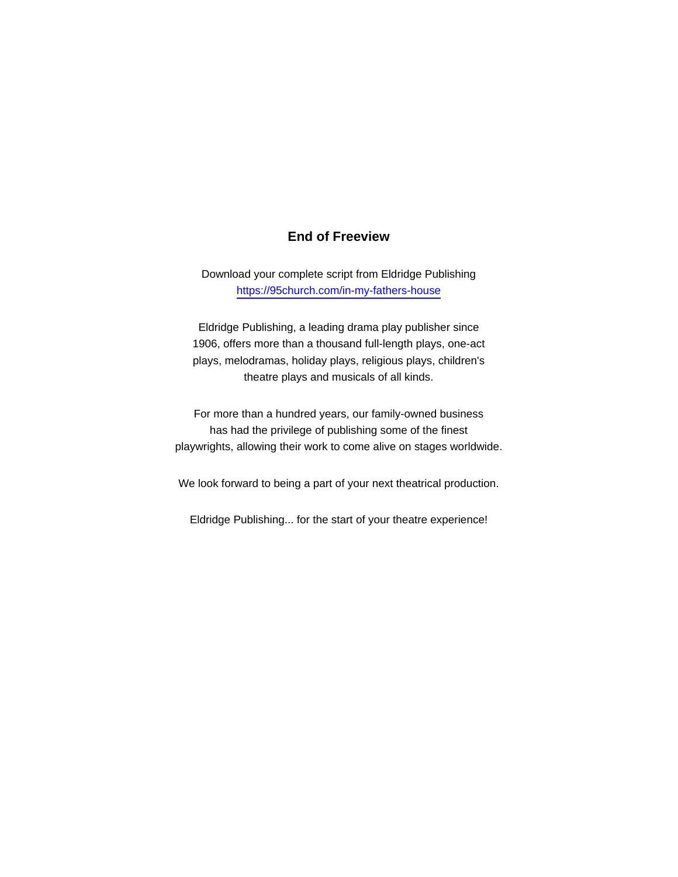## End of Freeview

Download your complete script from Eldridge Publishing
https://95church.com/in-my-fathers-house

Eldridge Publishing, a leading drama play publisher since 1906, offers more than a thousand full-length plays, one-act plays, melodramas, holiday plays, religious plays, children's theatre plays and musicals of all kinds.

For more than a hundred years, our family-owned business has had the privilege of publishing some of the finest playwrights, allowing their work to come alive on stages worldwide.

We look forward to being a part of your next theatrical production.

Eldridge Publishing... for the start of your theatre experience!